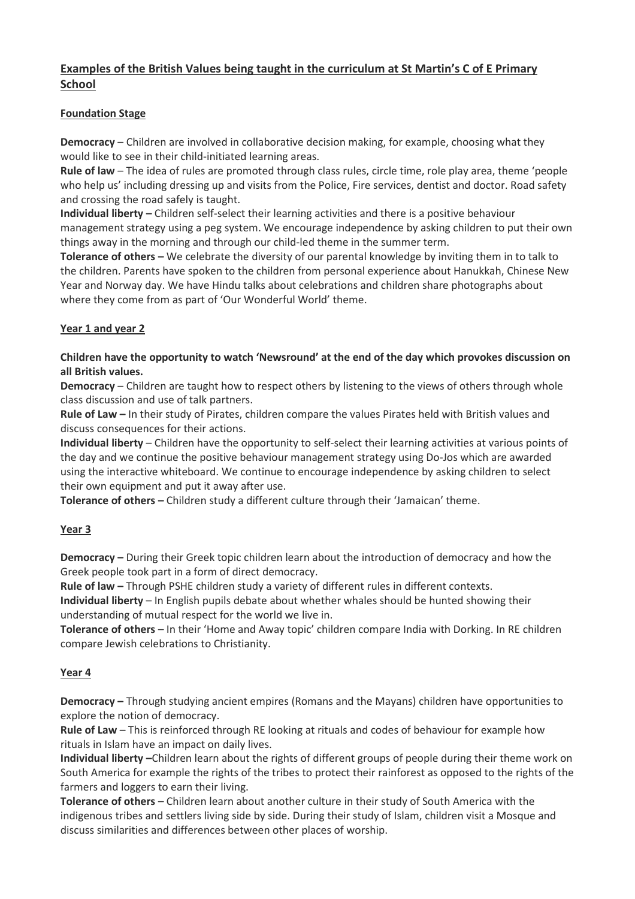# Examples of the British Values being taught in the curriculum at St Martin's C of E Primary School

## Foundation Stage

**Democracy** – Children are involved in collaborative decision making, for example, choosing what they would like to see in their child-initiated learning areas.
**Rule of law** – The idea of rules are promoted through class rules, circle time, role play area, theme 'people who help us' including dressing up and visits from the Police, Fire services, dentist and doctor. Road safety and crossing the road safely is taught.
**Individual liberty –** Children self-select their learning activities and there is a positive behaviour management strategy using a peg system. We encourage independence by asking children to put their own things away in the morning and through our child-led theme in the summer term.
**Tolerance of others –** We celebrate the diversity of our parental knowledge by inviting them in to talk to the children. Parents have spoken to the children from personal experience about Hanukkah, Chinese New Year and Norway day. We have Hindu talks about celebrations and children share photographs about where they come from as part of 'Our Wonderful World' theme.

## Year 1 and year 2

**Children have the opportunity to watch 'Newsround' at the end of the day which provokes discussion on all British values.**
**Democracy** – Children are taught how to respect others by listening to the views of others through whole class discussion and use of talk partners.
**Rule of Law –** In their study of Pirates, children compare the values Pirates held with British values and discuss consequences for their actions.
**Individual liberty** – Children have the opportunity to self-select their learning activities at various points of the day and we continue the positive behaviour management strategy using Do-Jos which are awarded using the interactive whiteboard. We continue to encourage independence by asking children to select their own equipment and put it away after use.
**Tolerance of others –** Children study a different culture through their 'Jamaican' theme.

## Year 3

**Democracy –** During their Greek topic children learn about the introduction of democracy and how the Greek people took part in a form of direct democracy.
**Rule of law –** Through PSHE children study a variety of different rules in different contexts.
**Individual liberty** – In English pupils debate about whether whales should be hunted showing their understanding of mutual respect for the world we live in.
**Tolerance of others** – In their 'Home and Away topic' children compare India with Dorking. In RE children compare Jewish celebrations to Christianity.

## Year 4

**Democracy –** Through studying ancient empires (Romans and the Mayans) children have opportunities to explore the notion of democracy.
**Rule of Law** – This is reinforced through RE looking at rituals and codes of behaviour for example how rituals in Islam have an impact on daily lives.
**Individual liberty –**Children learn about the rights of different groups of people during their theme work on South America for example the rights of the tribes to protect their rainforest as opposed to the rights of the farmers and loggers to earn their living.
**Tolerance of others** – Children learn about another culture in their study of South America with the indigenous tribes and settlers living side by side. During their study of Islam, children visit a Mosque and discuss similarities and differences between other places of worship.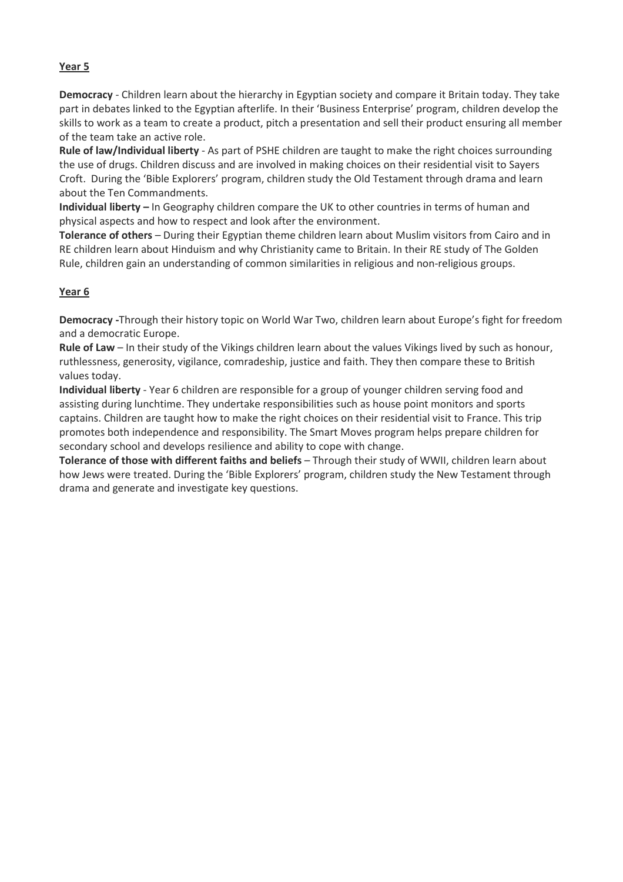## Year 5

**Democracy** - Children learn about the hierarchy in Egyptian society and compare it Britain today. They take part in debates linked to the Egyptian afterlife. In their 'Business Enterprise' program, children develop the skills to work as a team to create a product, pitch a presentation and sell their product ensuring all member of the team take an active role.

**Rule of law/Individual liberty** - As part of PSHE children are taught to make the right choices surrounding the use of drugs. Children discuss and are involved in making choices on their residential visit to Sayers Croft. During the 'Bible Explorers' program, children study the Old Testament through drama and learn about the Ten Commandments.

**Individual liberty –** In Geography children compare the UK to other countries in terms of human and physical aspects and how to respect and look after the environment.

**Tolerance of others** – During their Egyptian theme children learn about Muslim visitors from Cairo and in RE children learn about Hinduism and why Christianity came to Britain. In their RE study of The Golden Rule, children gain an understanding of common similarities in religious and non-religious groups.

## Year 6

**Democracy -**Through their history topic on World War Two, children learn about Europe's fight for freedom and a democratic Europe.

**Rule of Law** – In their study of the Vikings children learn about the values Vikings lived by such as honour, ruthlessness, generosity, vigilance, comradeship, justice and faith. They then compare these to British values today.

**Individual liberty** - Year 6 children are responsible for a group of younger children serving food and assisting during lunchtime. They undertake responsibilities such as house point monitors and sports captains. Children are taught how to make the right choices on their residential visit to France. This trip promotes both independence and responsibility. The Smart Moves program helps prepare children for secondary school and develops resilience and ability to cope with change.

**Tolerance of those with different faiths and beliefs** – Through their study of WWII, children learn about how Jews were treated. During the 'Bible Explorers' program, children study the New Testament through drama and generate and investigate key questions.